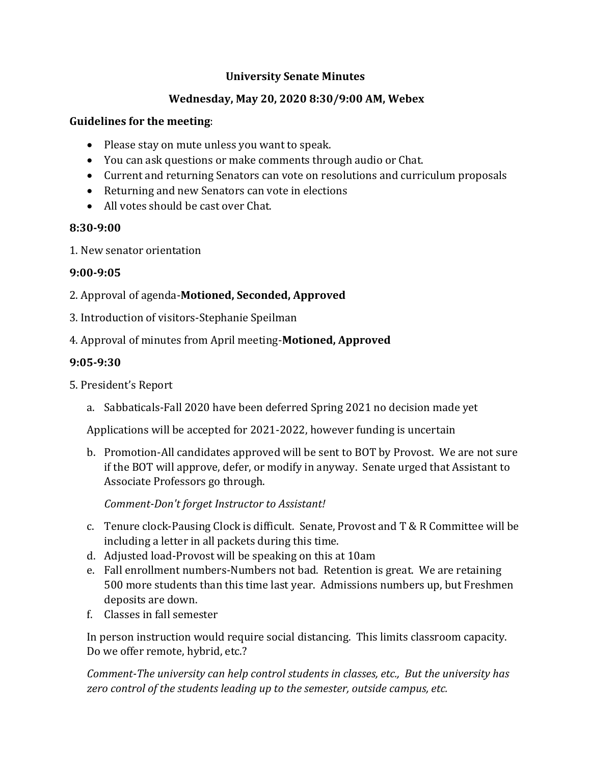# University Senate Minutes

## Wednesday, May 20, 2020 8:30/9:00 AM, Webex

**Guidelines for the meeting**:

- Please stay on mute unless you want to speak.
- You can ask questions or make comments through audio or Chat.
- Current and returning Senators can vote on resolutions and curriculum proposals
- Returning and new Senators can vote in elections
- All votes should be cast over Chat.

**8:30-9:00**

1. New senator orientation

**9:00-9:05**

2. Approval of agenda-**Motioned, Seconded, Approved**

3. Introduction of visitors-Stephanie Speilman

4. Approval of minutes from April meeting-**Motioned, Approved**

**9:05-9:30**

5. President's Report

   a. Sabbaticals-Fall 2020 have been deferred Spring 2021 no decision made yet

   Applications will be accepted for 2021-2022, however funding is uncertain

   b. Promotion-All candidates approved will be sent to BOT by Provost. We are not sure if the BOT will approve, defer, or modify in anyway. Senate urged that Assistant to Associate Professors go through.

   *Comment-Don't forget Instructor to Assistant!*

   c. Tenure clock-Pausing Clock is difficult. Senate, Provost and T & R Committee will be including a letter in all packets during this time.

   d. Adjusted load-Provost will be speaking on this at 10am

   e. Fall enrollment numbers-Numbers not bad. Retention is great. We are retaining 500 more students than this time last year. Admissions numbers up, but Freshmen deposits are down.

   f. Classes in fall semester

   In person instruction would require social distancing. This limits classroom capacity. Do we offer remote, hybrid, etc.?

   *Comment-The university can help control students in classes, etc., But the university has zero control of the students leading up to the semester, outside campus, etc.*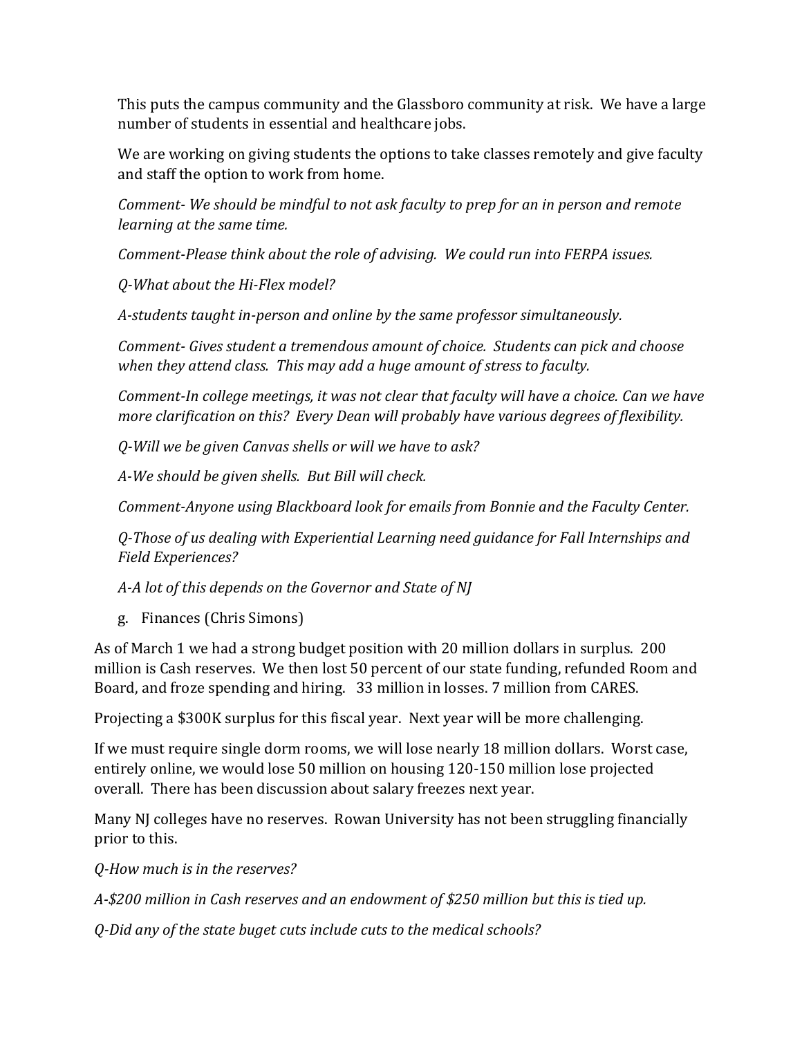This puts the campus community and the Glassboro community at risk. We have a large number of students in essential and healthcare jobs.

We are working on giving students the options to take classes remotely and give faculty and staff the option to work from home.

*Comment- We should be mindful to not ask faculty to prep for an in person and remote learning at the same time.*

*Comment-Please think about the role of advising. We could run into FERPA issues.*

*Q-What about the Hi-Flex model?*

*A-students taught in-person and online by the same professor simultaneously.*

*Comment- Gives student a tremendous amount of choice. Students can pick and choose when they attend class. This may add a huge amount of stress to faculty.*

*Comment-In college meetings, it was not clear that faculty will have a choice. Can we have more clarification on this? Every Dean will probably have various degrees of flexibility.*

*Q-Will we be given Canvas shells or will we have to ask?*

*A-We should be given shells. But Bill will check.*

*Comment-Anyone using Blackboard look for emails from Bonnie and the Faculty Center.*

*Q-Those of us dealing with Experiential Learning need guidance for Fall Internships and Field Experiences?*

*A-A lot of this depends on the Governor and State of NJ*

g. Finances (Chris Simons)

As of March 1 we had a strong budget position with 20 million dollars in surplus. 200 million is Cash reserves. We then lost 50 percent of our state funding, refunded Room and Board, and froze spending and hiring. 33 million in losses. 7 million from CARES.

Projecting a $300K surplus for this fiscal year. Next year will be more challenging.

If we must require single dorm rooms, we will lose nearly 18 million dollars. Worst case, entirely online, we would lose 50 million on housing 120-150 million lose projected overall. There has been discussion about salary freezes next year.

Many NJ colleges have no reserves. Rowan University has not been struggling financially prior to this.

*Q-How much is in the reserves?*

*A-$200 million in Cash reserves and an endowment of $250 million but this is tied up.*

*Q-Did any of the state buget cuts include cuts to the medical schools?*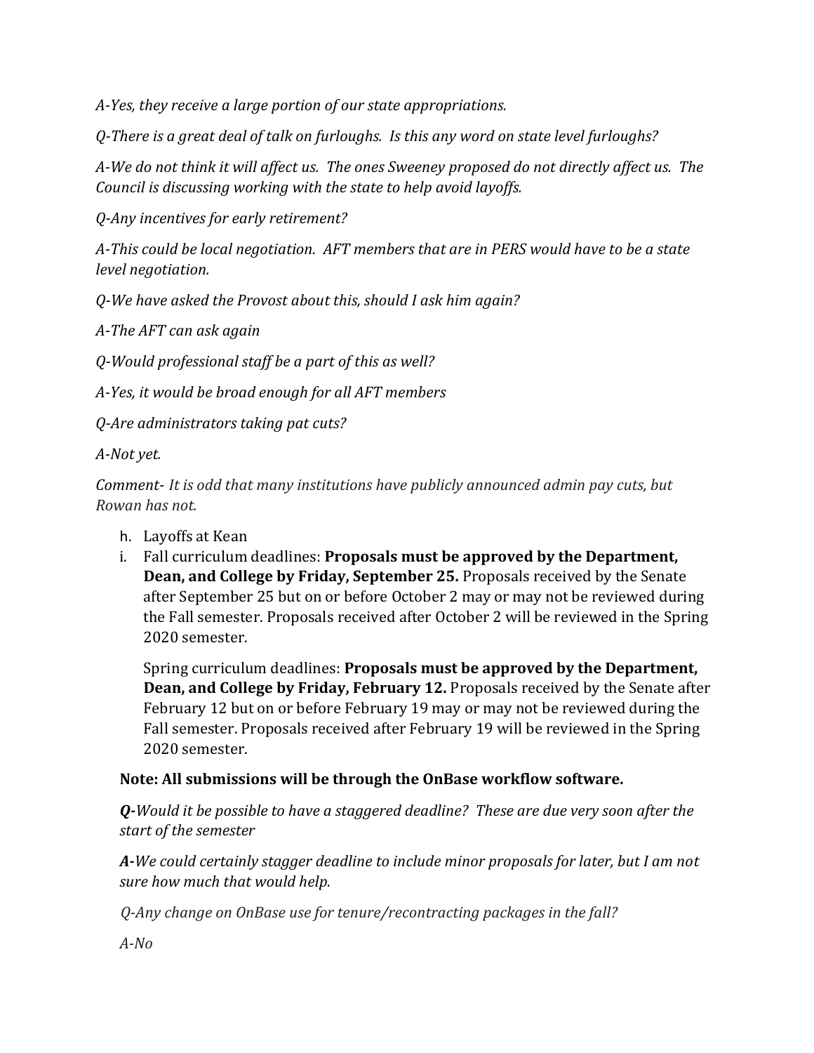*A-Yes, they receive a large portion of our state appropriations.*

*Q-There is a great deal of talk on furloughs. Is this any word on state level furloughs?*

*A-We do not think it will affect us. The ones Sweeney proposed do not directly affect us. The Council is discussing working with the state to help avoid layoffs.*

*Q-Any incentives for early retirement?*

*A-This could be local negotiation. AFT members that are in PERS would have to be a state level negotiation.*

*Q-We have asked the Provost about this, should I ask him again?*

*A-The AFT can ask again*

*Q-Would professional staff be a part of this as well?*

*A-Yes, it would be broad enough for all AFT members*

*Q-Are administrators taking pat cuts?*

*A-Not yet.*

*Comment- It is odd that many institutions have publicly announced admin pay cuts, but Rowan has not.*

h. Layoffs at Kean
i. Fall curriculum deadlines: **Proposals must be approved by the Department, Dean, and College by Friday, September 25.** Proposals received by the Senate after September 25 but on or before October 2 may or may not be reviewed during the Fall semester. Proposals received after October 2 will be reviewed in the Spring 2020 semester.

   Spring curriculum deadlines: **Proposals must be approved by the Department, Dean, and College by Friday, February 12.** Proposals received by the Senate after February 12 but on or before February 19 may or may not be reviewed during the Fall semester. Proposals received after February 19 will be reviewed in the Spring 2020 semester.

**Note: All submissions will be through the OnBase workflow software.**

***Q-****Would it be possible to have a staggered deadline? These are due very soon after the start of the semester*

***A-****We could certainly stagger deadline to include minor proposals for later, but I am not sure how much that would help.*

*Q-Any change on OnBase use for tenure/recontracting packages in the fall?*

*A-No*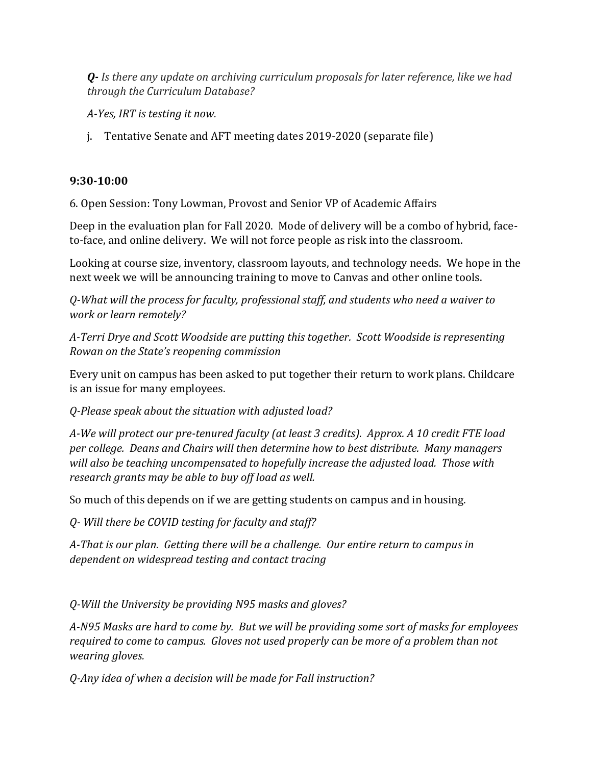*__Q-__ Is there any update on archiving curriculum proposals for later reference, like we had through the Curriculum Database?*

*A-Yes, IRT is testing it now.*

j. Tentative Senate and AFT meeting dates 2019-2020 (separate file)

**9:30-10:00**

6. Open Session: Tony Lowman, Provost and Senior VP of Academic Affairs

Deep in the evaluation plan for Fall 2020. Mode of delivery will be a combo of hybrid, face-to-face, and online delivery. We will not force people as risk into the classroom.

Looking at course size, inventory, classroom layouts, and technology needs. We hope in the next week we will be announcing training to move to Canvas and other online tools.

*Q-What will the process for faculty, professional staff, and students who need a waiver to work or learn remotely?*

*A-Terri Drye and Scott Woodside are putting this together. Scott Woodside is representing Rowan on the State's reopening commission*

Every unit on campus has been asked to put together their return to work plans. Childcare is an issue for many employees.

*Q-Please speak about the situation with adjusted load?*

*A-We will protect our pre-tenured faculty (at least 3 credits). Approx. A 10 credit FTE load per college. Deans and Chairs will then determine how to best distribute. Many managers will also be teaching uncompensated to hopefully increase the adjusted load. Those with research grants may be able to buy off load as well.*

So much of this depends on if we are getting students on campus and in housing.

*Q- Will there be COVID testing for faculty and staff?*

*A-That is our plan. Getting there will be a challenge. Our entire return to campus in dependent on widespread testing and contact tracing*

*Q-Will the University be providing N95 masks and gloves?*

*A-N95 Masks are hard to come by. But we will be providing some sort of masks for employees required to come to campus. Gloves not used properly can be more of a problem than not wearing gloves.*

*Q-Any idea of when a decision will be made for Fall instruction?*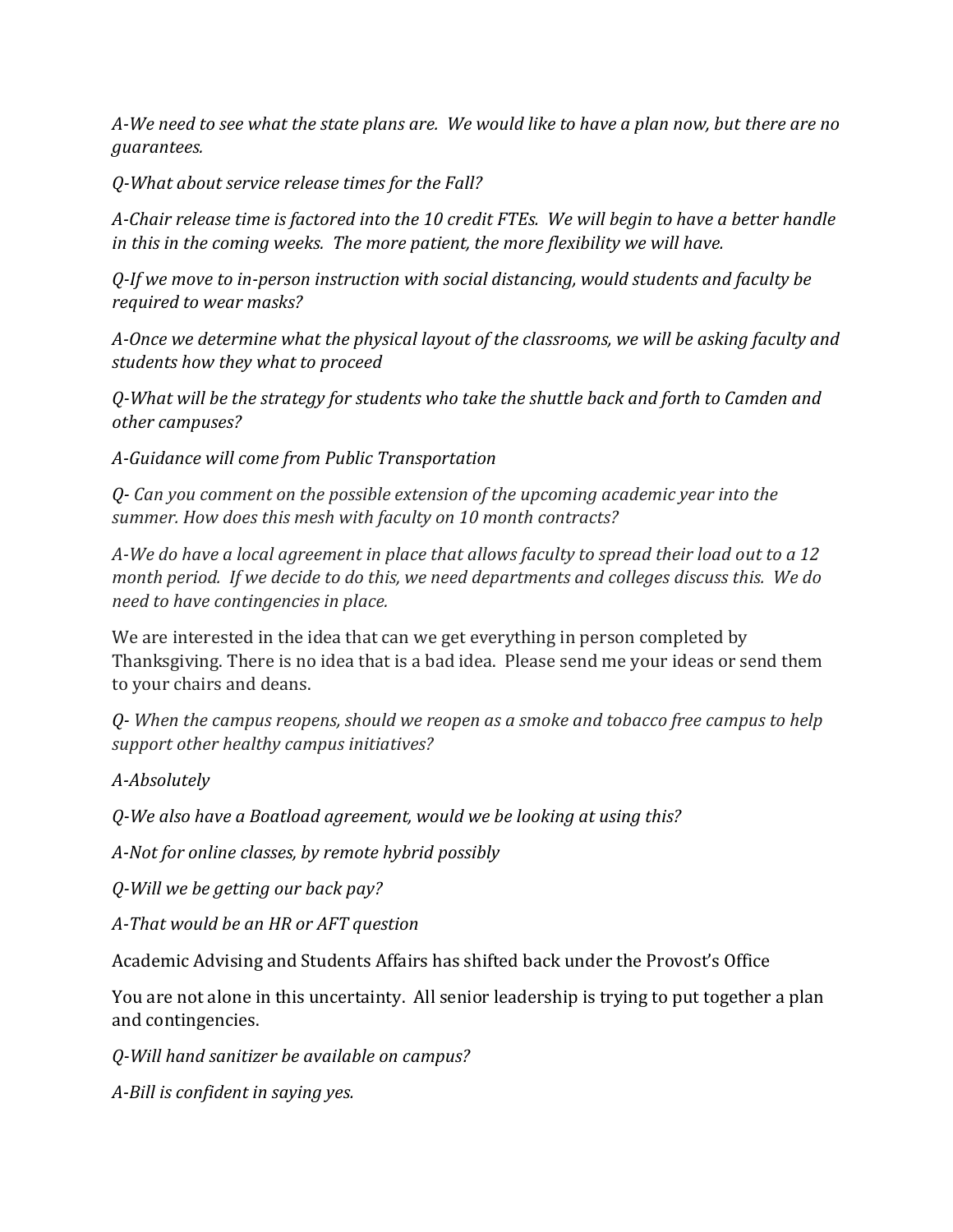*A-We need to see what the state plans are. We would like to have a plan now, but there are no guarantees.*

*Q-What about service release times for the Fall?*

*A-Chair release time is factored into the 10 credit FTEs. We will begin to have a better handle in this in the coming weeks. The more patient, the more flexibility we will have.*

*Q-If we move to in-person instruction with social distancing, would students and faculty be required to wear masks?*

*A-Once we determine what the physical layout of the classrooms, we will be asking faculty and students how they what to proceed*

*Q-What will be the strategy for students who take the shuttle back and forth to Camden and other campuses?*

*A-Guidance will come from Public Transportation*

*Q- Can you comment on the possible extension of the upcoming academic year into the summer. How does this mesh with faculty on 10 month contracts?*

*A-We do have a local agreement in place that allows faculty to spread their load out to a 12 month period. If we decide to do this, we need departments and colleges discuss this. We do need to have contingencies in place.*

We are interested in the idea that can we get everything in person completed by Thanksgiving. There is no idea that is a bad idea. Please send me your ideas or send them to your chairs and deans.

*Q- When the campus reopens, should we reopen as a smoke and tobacco free campus to help support other healthy campus initiatives?*

*A-Absolutely*

*Q-We also have a Boatload agreement, would we be looking at using this?*

*A-Not for online classes, by remote hybrid possibly*

*Q-Will we be getting our back pay?*

*A-That would be an HR or AFT question*

Academic Advising and Students Affairs has shifted back under the Provost's Office

You are not alone in this uncertainty. All senior leadership is trying to put together a plan and contingencies.

*Q-Will hand sanitizer be available on campus?*

*A-Bill is confident in saying yes.*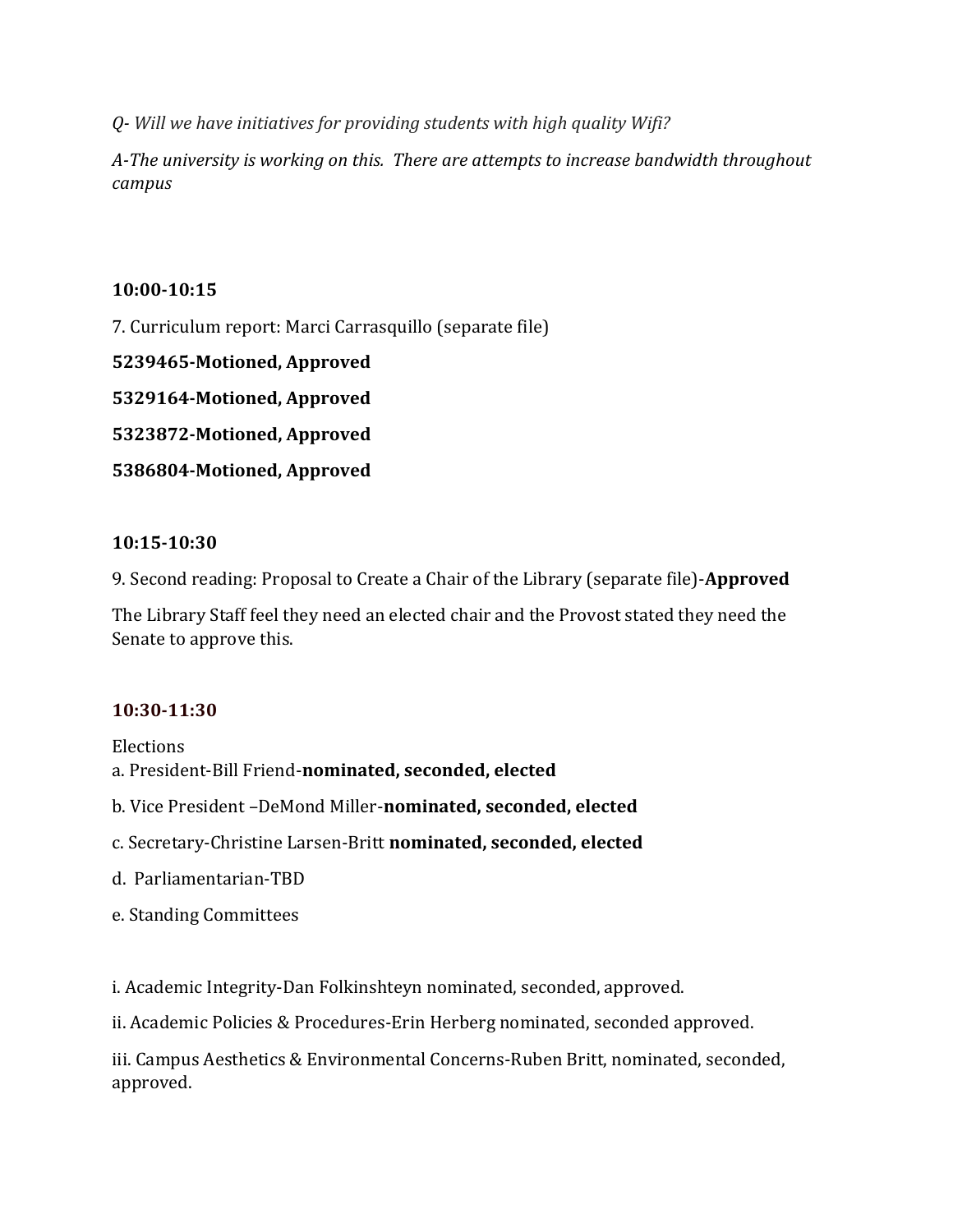*Q- Will we have initiatives for providing students with high quality Wifi?*

*A-The university is working on this. There are attempts to increase bandwidth throughout campus*

**10:00-10:15**

7. Curriculum report: Marci Carrasquillo (separate file)

**5239465-Motioned, Approved**

**5329164-Motioned, Approved**

**5323872-Motioned, Approved**

**5386804-Motioned, Approved**

**10:15-10:30**

9. Second reading: Proposal to Create a Chair of the Library (separate file)-**Approved**

The Library Staff feel they need an elected chair and the Provost stated they need the Senate to approve this.

**10:30-11:30**

Elections

a. President-Bill Friend-**nominated, seconded, elected**

b. Vice President –DeMond Miller-**nominated, seconded, elected**

c. Secretary-Christine Larsen-Britt **nominated, seconded, elected**

d. Parliamentarian-TBD

e. Standing Committees

i. Academic Integrity-Dan Folkinshteyn nominated, seconded, approved.

ii. Academic Policies & Procedures-Erin Herberg nominated, seconded approved.

iii. Campus Aesthetics & Environmental Concerns-Ruben Britt, nominated, seconded, approved.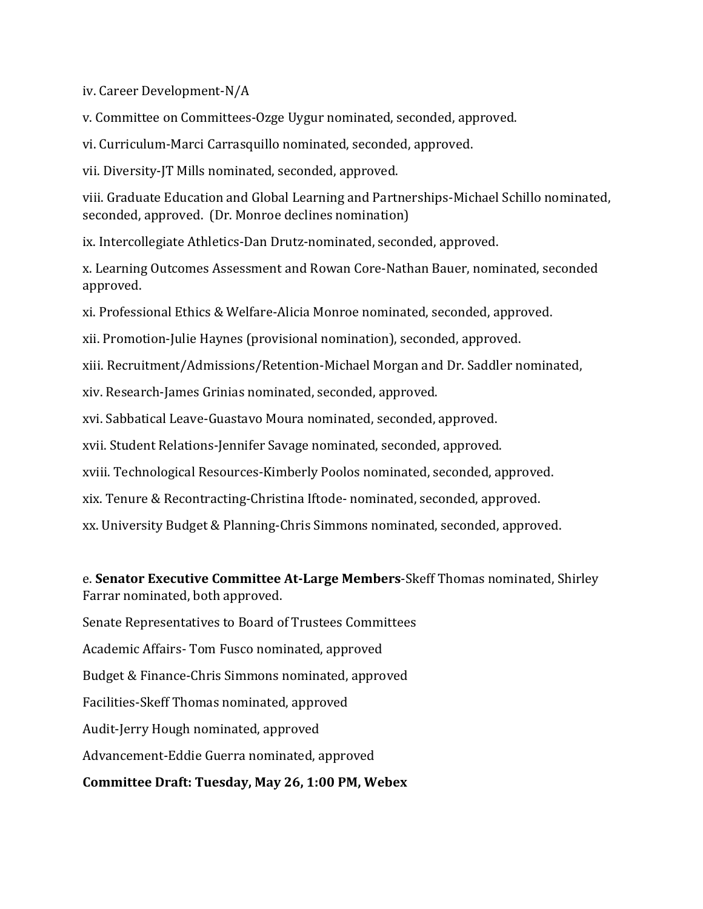iv. Career Development-N/A

v. Committee on Committees-Ozge Uygur nominated, seconded, approved.

vi. Curriculum-Marci Carrasquillo nominated, seconded, approved.

vii. Diversity-JT Mills nominated, seconded, approved.

viii. Graduate Education and Global Learning and Partnerships-Michael Schillo nominated, seconded, approved. (Dr. Monroe declines nomination)

ix. Intercollegiate Athletics-Dan Drutz-nominated, seconded, approved.

x. Learning Outcomes Assessment and Rowan Core-Nathan Bauer, nominated, seconded approved.

xi. Professional Ethics & Welfare-Alicia Monroe nominated, seconded, approved.

xii. Promotion-Julie Haynes (provisional nomination), seconded, approved.

xiii. Recruitment/Admissions/Retention-Michael Morgan and Dr. Saddler nominated,

xiv. Research-James Grinias nominated, seconded, approved.

xvi. Sabbatical Leave-Guastavo Moura nominated, seconded, approved.

xvii. Student Relations-Jennifer Savage nominated, seconded, approved.

xviii. Technological Resources-Kimberly Poolos nominated, seconded, approved.

xix. Tenure & Recontracting-Christina Iftode- nominated, seconded, approved.

xx. University Budget & Planning-Chris Simmons nominated, seconded, approved.

e. **Senator Executive Committee At-Large Members**-Skeff Thomas nominated, Shirley Farrar nominated, both approved.

Senate Representatives to Board of Trustees Committees

Academic Affairs- Tom Fusco nominated, approved

Budget & Finance-Chris Simmons nominated, approved

Facilities-Skeff Thomas nominated, approved

Audit-Jerry Hough nominated, approved

Advancement-Eddie Guerra nominated, approved

**Committee Draft: Tuesday, May 26, 1:00 PM, Webex**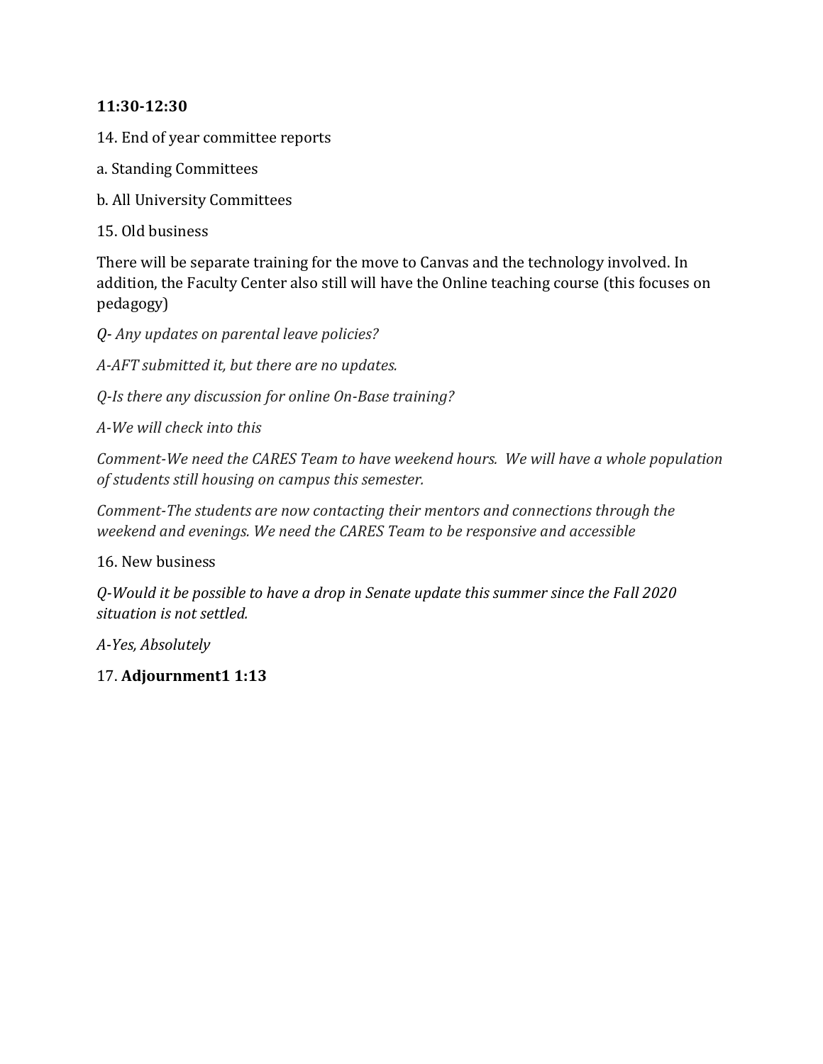**11:30-12:30**

14. End of year committee reports

a. Standing Committees

b. All University Committees

15. Old business

There will be separate training for the move to Canvas and the technology involved. In addition, the Faculty Center also still will have the Online teaching course (this focuses on pedagogy)

*Q- Any updates on parental leave policies?*

*A-AFT submitted it, but there are no updates.*

*Q-Is there any discussion for online On-Base training?*

*A-We will check into this*

*Comment-We need the CARES Team to have weekend hours. We will have a whole population of students still housing on campus this semester.*

*Comment-The students are now contacting their mentors and connections through the weekend and evenings. We need the CARES Team to be responsive and accessible*

16. New business

*Q-Would it be possible to have a drop in Senate update this summer since the Fall 2020 situation is not settled.*

*A-Yes, Absolutely*

17. **Adjournment1 1:13**